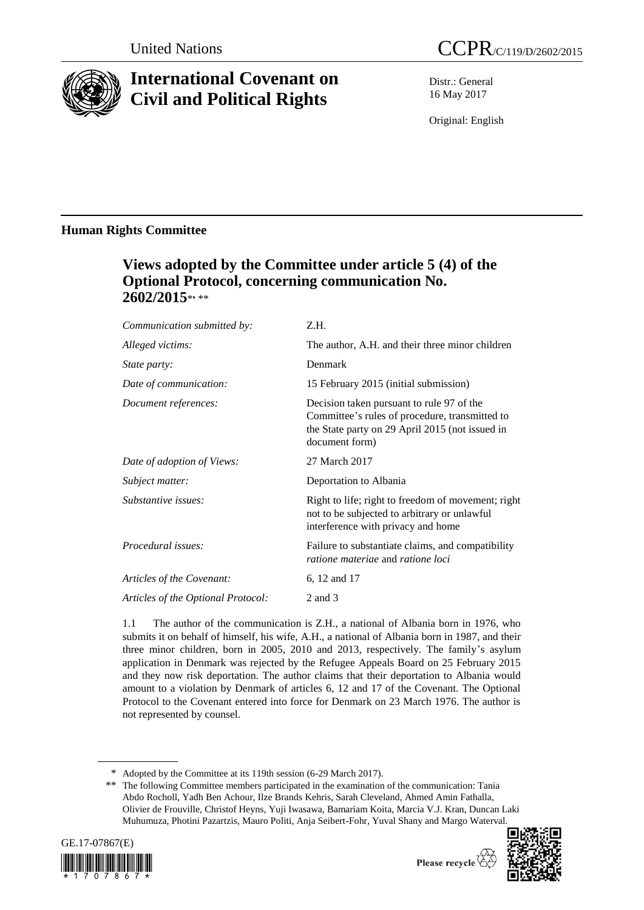United Nations

CCPR/C/119/D/2602/2015

# International Covenant on Civil and Political Rights

Distr.: General
16 May 2017

Original: English

## Human Rights Committee

### Views adopted by the Committee under article 5 (4) of the Optional Protocol, concerning communication No. 2602/2015*, **

| | |
|---|---|
| *Communication submitted by:* | Z.H. |
| *Alleged victims:* | The author, A.H. and their three minor children |
| *State party:* | Denmark |
| *Date of communication:* | 15 February 2015 (initial submission) |
| *Document references:* | Decision taken pursuant to rule 97 of the Committee's rules of procedure, transmitted to the State party on 29 April 2015 (not issued in document form) |
| *Date of adoption of Views:* | 27 March 2017 |
| *Subject matter:* | Deportation to Albania |
| *Substantive issues:* | Right to life; right to freedom of movement; right not to be subjected to arbitrary or unlawful interference with privacy and home |
| *Procedural issues:* | Failure to substantiate claims, and compatibility *ratione materiae* and *ratione loci* |
| *Articles of the Covenant:* | 6, 12 and 17 |
| *Articles of the Optional Protocol:* | 2 and 3 |

1.1 The author of the communication is Z.H., a national of Albania born in 1976, who submits it on behalf of himself, his wife, A.H., a national of Albania born in 1987, and their three minor children, born in 2005, 2010 and 2013, respectively. The family's asylum application in Denmark was rejected by the Refugee Appeals Board on 25 February 2015 and they now risk deportation. The author claims that their deportation to Albania would amount to a violation by Denmark of articles 6, 12 and 17 of the Covenant. The Optional Protocol to the Covenant entered into force for Denmark on 23 March 1976. The author is not represented by counsel.

\* Adopted by the Committee at its 119th session (6-29 March 2017).

\*\* The following Committee members participated in the examination of the communication: Tania Abdo Rocholl, Yadh Ben Achour, Ilze Brands Kehris, Sarah Cleveland, Ahmed Amin Fathalla, Olivier de Frouville, Christof Heyns, Yuji Iwasawa, Bamariam Koita, Marcia V.J. Kran, Duncan Laki Muhumuza, Photini Pazartzis, Mauro Politi, Anja Seibert-Fohr, Yuval Shany and Margo Waterval.

GE.17-07867(E)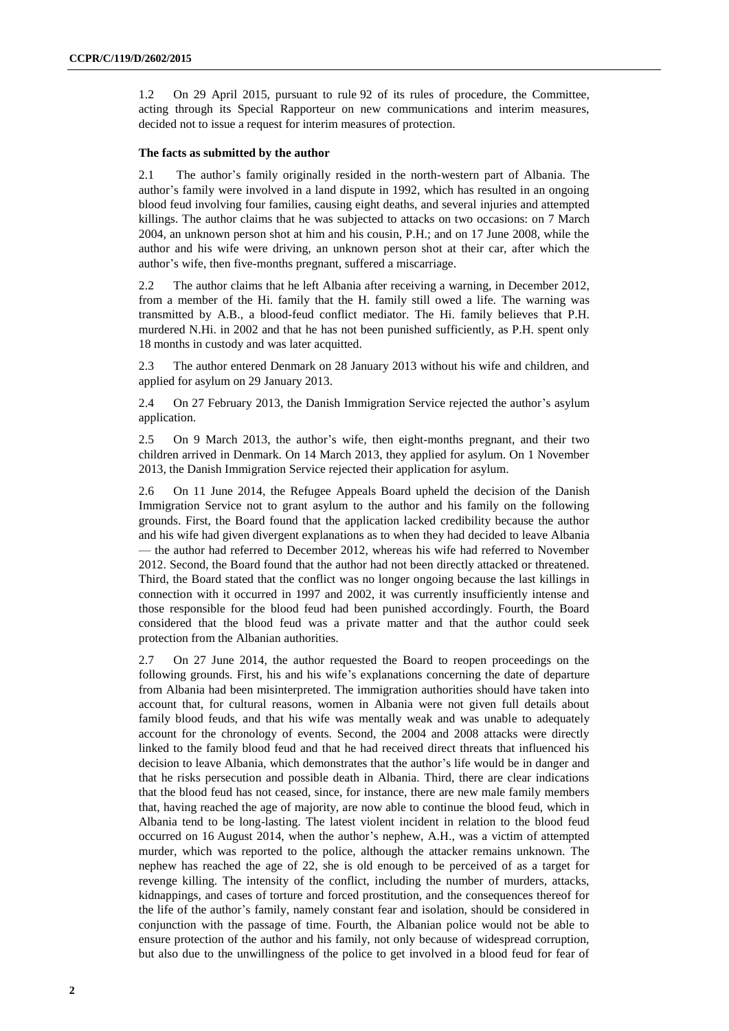1.2 On 29 April 2015, pursuant to rule 92 of its rules of procedure, the Committee, acting through its Special Rapporteur on new communications and interim measures, decided not to issue a request for interim measures of protection.

### The facts as submitted by the author

2.1 The author's family originally resided in the north-western part of Albania. The author's family were involved in a land dispute in 1992, which has resulted in an ongoing blood feud involving four families, causing eight deaths, and several injuries and attempted killings. The author claims that he was subjected to attacks on two occasions: on 7 March 2004, an unknown person shot at him and his cousin, P.H.; and on 17 June 2008, while the author and his wife were driving, an unknown person shot at their car, after which the author's wife, then five-months pregnant, suffered a miscarriage.

2.2 The author claims that he left Albania after receiving a warning, in December 2012, from a member of the Hi. family that the H. family still owed a life. The warning was transmitted by A.B., a blood-feud conflict mediator. The Hi. family believes that P.H. murdered N.Hi. in 2002 and that he has not been punished sufficiently, as P.H. spent only 18 months in custody and was later acquitted.

2.3 The author entered Denmark on 28 January 2013 without his wife and children, and applied for asylum on 29 January 2013.

2.4 On 27 February 2013, the Danish Immigration Service rejected the author's asylum application.

2.5 On 9 March 2013, the author's wife, then eight-months pregnant, and their two children arrived in Denmark. On 14 March 2013, they applied for asylum. On 1 November 2013, the Danish Immigration Service rejected their application for asylum.

2.6 On 11 June 2014, the Refugee Appeals Board upheld the decision of the Danish Immigration Service not to grant asylum to the author and his family on the following grounds. First, the Board found that the application lacked credibility because the author and his wife had given divergent explanations as to when they had decided to leave Albania — the author had referred to December 2012, whereas his wife had referred to November 2012. Second, the Board found that the author had not been directly attacked or threatened. Third, the Board stated that the conflict was no longer ongoing because the last killings in connection with it occurred in 1997 and 2002, it was currently insufficiently intense and those responsible for the blood feud had been punished accordingly. Fourth, the Board considered that the blood feud was a private matter and that the author could seek protection from the Albanian authorities.

2.7 On 27 June 2014, the author requested the Board to reopen proceedings on the following grounds. First, his and his wife's explanations concerning the date of departure from Albania had been misinterpreted. The immigration authorities should have taken into account that, for cultural reasons, women in Albania were not given full details about family blood feuds, and that his wife was mentally weak and was unable to adequately account for the chronology of events. Second, the 2004 and 2008 attacks were directly linked to the family blood feud and that he had received direct threats that influenced his decision to leave Albania, which demonstrates that the author's life would be in danger and that he risks persecution and possible death in Albania. Third, there are clear indications that the blood feud has not ceased, since, for instance, there are new male family members that, having reached the age of majority, are now able to continue the blood feud, which in Albania tend to be long-lasting. The latest violent incident in relation to the blood feud occurred on 16 August 2014, when the author's nephew, A.H., was a victim of attempted murder, which was reported to the police, although the attacker remains unknown. The nephew has reached the age of 22, she is old enough to be perceived of as a target for revenge killing. The intensity of the conflict, including the number of murders, attacks, kidnappings, and cases of torture and forced prostitution, and the consequences thereof for the life of the author's family, namely constant fear and isolation, should be considered in conjunction with the passage of time. Fourth, the Albanian police would not be able to ensure protection of the author and his family, not only because of widespread corruption, but also due to the unwillingness of the police to get involved in a blood feud for fear of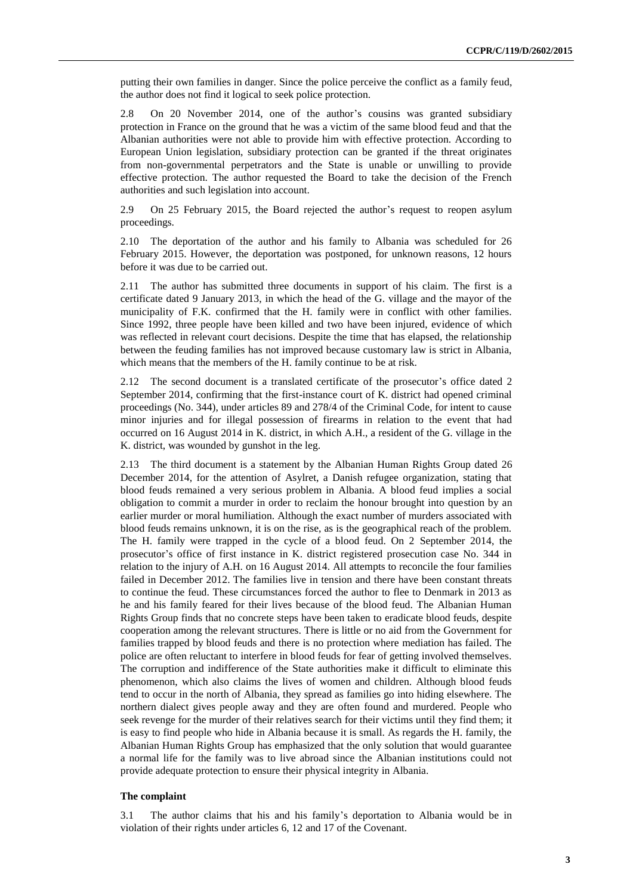putting their own families in danger. Since the police perceive the conflict as a family feud, the author does not find it logical to seek police protection.

2.8 On 20 November 2014, one of the author's cousins was granted subsidiary protection in France on the ground that he was a victim of the same blood feud and that the Albanian authorities were not able to provide him with effective protection. According to European Union legislation, subsidiary protection can be granted if the threat originates from non-governmental perpetrators and the State is unable or unwilling to provide effective protection. The author requested the Board to take the decision of the French authorities and such legislation into account.

2.9 On 25 February 2015, the Board rejected the author's request to reopen asylum proceedings.

2.10 The deportation of the author and his family to Albania was scheduled for 26 February 2015. However, the deportation was postponed, for unknown reasons, 12 hours before it was due to be carried out.

2.11 The author has submitted three documents in support of his claim. The first is a certificate dated 9 January 2013, in which the head of the G. village and the mayor of the municipality of F.K. confirmed that the H. family were in conflict with other families. Since 1992, three people have been killed and two have been injured, evidence of which was reflected in relevant court decisions. Despite the time that has elapsed, the relationship between the feuding families has not improved because customary law is strict in Albania, which means that the members of the H. family continue to be at risk.

2.12 The second document is a translated certificate of the prosecutor's office dated 2 September 2014, confirming that the first-instance court of K. district had opened criminal proceedings (No. 344), under articles 89 and 278/4 of the Criminal Code, for intent to cause minor injuries and for illegal possession of firearms in relation to the event that had occurred on 16 August 2014 in K. district, in which A.H., a resident of the G. village in the K. district, was wounded by gunshot in the leg.

2.13 The third document is a statement by the Albanian Human Rights Group dated 26 December 2014, for the attention of Asylret, a Danish refugee organization, stating that blood feuds remained a very serious problem in Albania. A blood feud implies a social obligation to commit a murder in order to reclaim the honour brought into question by an earlier murder or moral humiliation. Although the exact number of murders associated with blood feuds remains unknown, it is on the rise, as is the geographical reach of the problem. The H. family were trapped in the cycle of a blood feud. On 2 September 2014, the prosecutor's office of first instance in K. district registered prosecution case No. 344 in relation to the injury of A.H. on 16 August 2014. All attempts to reconcile the four families failed in December 2012. The families live in tension and there have been constant threats to continue the feud. These circumstances forced the author to flee to Denmark in 2013 as he and his family feared for their lives because of the blood feud. The Albanian Human Rights Group finds that no concrete steps have been taken to eradicate blood feuds, despite cooperation among the relevant structures. There is little or no aid from the Government for families trapped by blood feuds and there is no protection where mediation has failed. The police are often reluctant to interfere in blood feuds for fear of getting involved themselves. The corruption and indifference of the State authorities make it difficult to eliminate this phenomenon, which also claims the lives of women and children. Although blood feuds tend to occur in the north of Albania, they spread as families go into hiding elsewhere. The northern dialect gives people away and they are often found and murdered. People who seek revenge for the murder of their relatives search for their victims until they find them; it is easy to find people who hide in Albania because it is small. As regards the H. family, the Albanian Human Rights Group has emphasized that the only solution that would guarantee a normal life for the family was to live abroad since the Albanian institutions could not provide adequate protection to ensure their physical integrity in Albania.

### The complaint

3.1 The author claims that his and his family's deportation to Albania would be in violation of their rights under articles 6, 12 and 17 of the Covenant.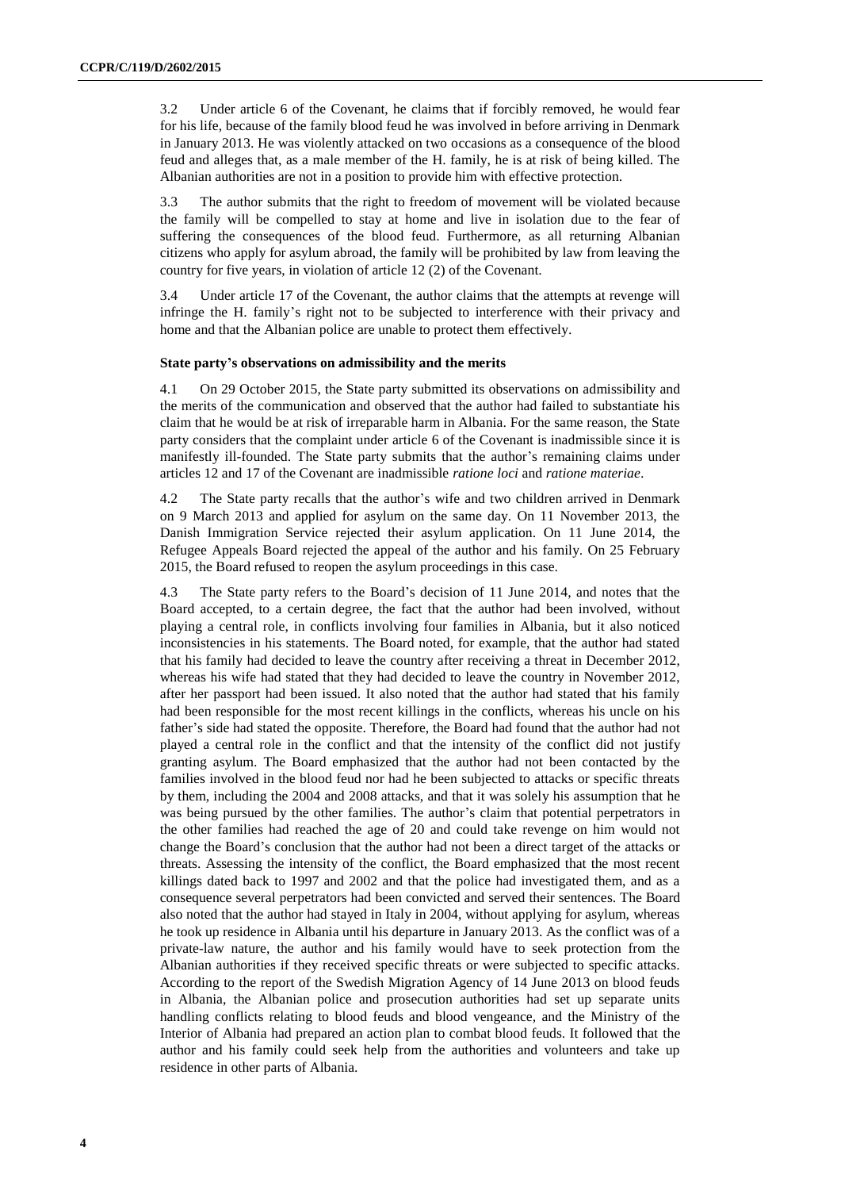3.2 Under article 6 of the Covenant, he claims that if forcibly removed, he would fear for his life, because of the family blood feud he was involved in before arriving in Denmark in January 2013. He was violently attacked on two occasions as a consequence of the blood feud and alleges that, as a male member of the H. family, he is at risk of being killed. The Albanian authorities are not in a position to provide him with effective protection.

3.3 The author submits that the right to freedom of movement will be violated because the family will be compelled to stay at home and live in isolation due to the fear of suffering the consequences of the blood feud. Furthermore, as all returning Albanian citizens who apply for asylum abroad, the family will be prohibited by law from leaving the country for five years, in violation of article 12 (2) of the Covenant.

3.4 Under article 17 of the Covenant, the author claims that the attempts at revenge will infringe the H. family's right not to be subjected to interference with their privacy and home and that the Albanian police are unable to protect them effectively.

### State party's observations on admissibility and the merits

4.1 On 29 October 2015, the State party submitted its observations on admissibility and the merits of the communication and observed that the author had failed to substantiate his claim that he would be at risk of irreparable harm in Albania. For the same reason, the State party considers that the complaint under article 6 of the Covenant is inadmissible since it is manifestly ill-founded. The State party submits that the author's remaining claims under articles 12 and 17 of the Covenant are inadmissible *ratione loci* and *ratione materiae*.

4.2 The State party recalls that the author's wife and two children arrived in Denmark on 9 March 2013 and applied for asylum on the same day. On 11 November 2013, the Danish Immigration Service rejected their asylum application. On 11 June 2014, the Refugee Appeals Board rejected the appeal of the author and his family. On 25 February 2015, the Board refused to reopen the asylum proceedings in this case.

4.3 The State party refers to the Board's decision of 11 June 2014, and notes that the Board accepted, to a certain degree, the fact that the author had been involved, without playing a central role, in conflicts involving four families in Albania, but it also noticed inconsistencies in his statements. The Board noted, for example, that the author had stated that his family had decided to leave the country after receiving a threat in December 2012, whereas his wife had stated that they had decided to leave the country in November 2012, after her passport had been issued. It also noted that the author had stated that his family had been responsible for the most recent killings in the conflicts, whereas his uncle on his father's side had stated the opposite. Therefore, the Board had found that the author had not played a central role in the conflict and that the intensity of the conflict did not justify granting asylum. The Board emphasized that the author had not been contacted by the families involved in the blood feud nor had he been subjected to attacks or specific threats by them, including the 2004 and 2008 attacks, and that it was solely his assumption that he was being pursued by the other families. The author's claim that potential perpetrators in the other families had reached the age of 20 and could take revenge on him would not change the Board's conclusion that the author had not been a direct target of the attacks or threats. Assessing the intensity of the conflict, the Board emphasized that the most recent killings dated back to 1997 and 2002 and that the police had investigated them, and as a consequence several perpetrators had been convicted and served their sentences. The Board also noted that the author had stayed in Italy in 2004, without applying for asylum, whereas he took up residence in Albania until his departure in January 2013. As the conflict was of a private-law nature, the author and his family would have to seek protection from the Albanian authorities if they received specific threats or were subjected to specific attacks. According to the report of the Swedish Migration Agency of 14 June 2013 on blood feuds in Albania, the Albanian police and prosecution authorities had set up separate units handling conflicts relating to blood feuds and blood vengeance, and the Ministry of the Interior of Albania had prepared an action plan to combat blood feuds. It followed that the author and his family could seek help from the authorities and volunteers and take up residence in other parts of Albania.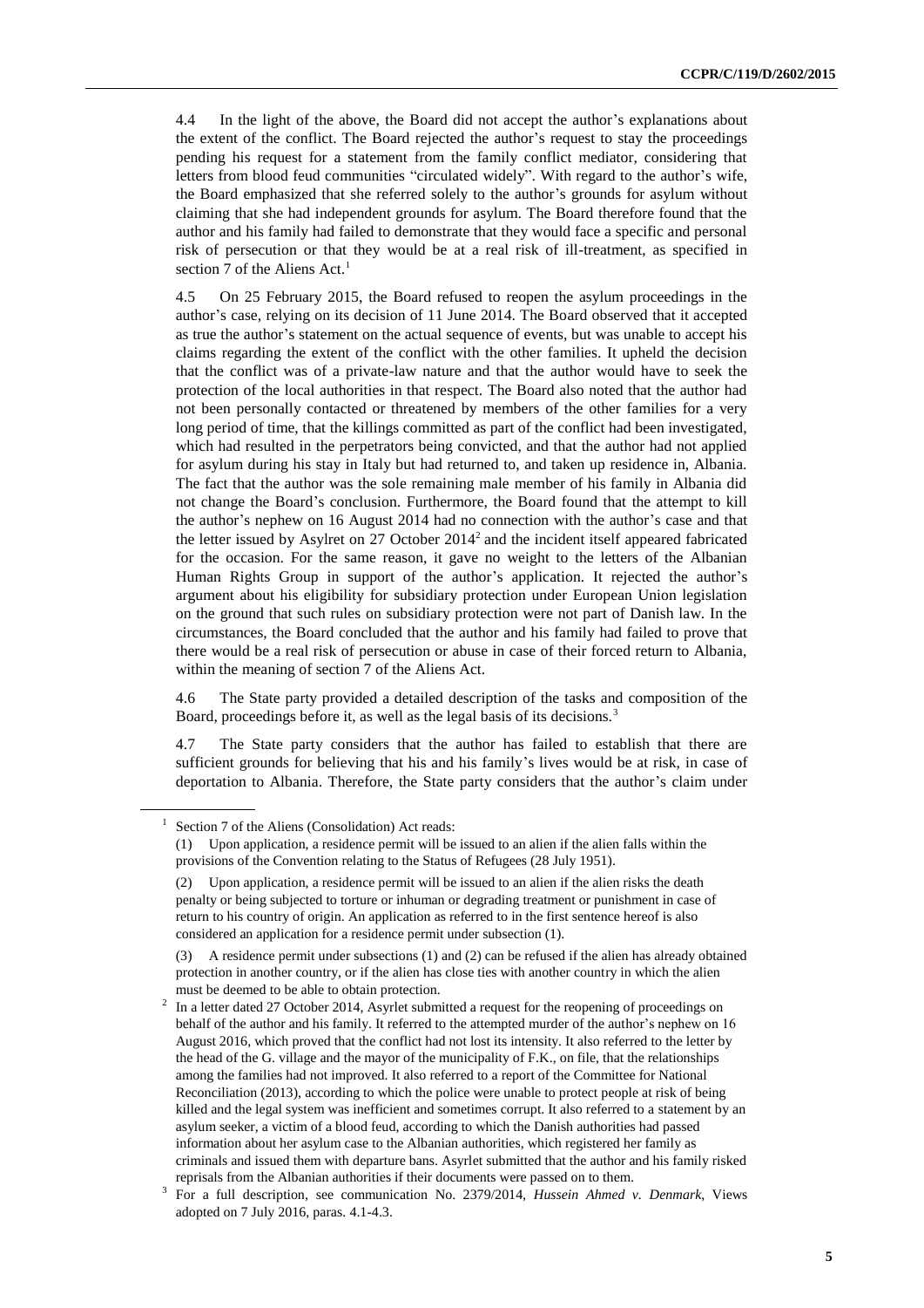4.4 In the light of the above, the Board did not accept the author's explanations about the extent of the conflict. The Board rejected the author's request to stay the proceedings pending his request for a statement from the family conflict mediator, considering that letters from blood feud communities "circulated widely". With regard to the author's wife, the Board emphasized that she referred solely to the author's grounds for asylum without claiming that she had independent grounds for asylum. The Board therefore found that the author and his family had failed to demonstrate that they would face a specific and personal risk of persecution or that they would be at a real risk of ill-treatment, as specified in section 7 of the Aliens Act.[1]

4.5 On 25 February 2015, the Board refused to reopen the asylum proceedings in the author's case, relying on its decision of 11 June 2014. The Board observed that it accepted as true the author's statement on the actual sequence of events, but was unable to accept his claims regarding the extent of the conflict with the other families. It upheld the decision that the conflict was of a private-law nature and that the author would have to seek the protection of the local authorities in that respect. The Board also noted that the author had not been personally contacted or threatened by members of the other families for a very long period of time, that the killings committed as part of the conflict had been investigated, which had resulted in the perpetrators being convicted, and that the author had not applied for asylum during his stay in Italy but had returned to, and taken up residence in, Albania. The fact that the author was the sole remaining male member of his family in Albania did not change the Board's conclusion. Furthermore, the Board found that the attempt to kill the author's nephew on 16 August 2014 had no connection with the author's case and that the letter issued by Asylret on 27 October 2014[2] and the incident itself appeared fabricated for the occasion. For the same reason, it gave no weight to the letters of the Albanian Human Rights Group in support of the author's application. It rejected the author's argument about his eligibility for subsidiary protection under European Union legislation on the ground that such rules on subsidiary protection were not part of Danish law. In the circumstances, the Board concluded that the author and his family had failed to prove that there would be a real risk of persecution or abuse in case of their forced return to Albania, within the meaning of section 7 of the Aliens Act.

4.6 The State party provided a detailed description of the tasks and composition of the Board, proceedings before it, as well as the legal basis of its decisions.[3]

4.7 The State party considers that the author has failed to establish that there are sufficient grounds for believing that his and his family's lives would be at risk, in case of deportation to Albania. Therefore, the State party considers that the author's claim under

---

[1] Section 7 of the Aliens (Consolidation) Act reads:

(1) Upon application, a residence permit will be issued to an alien if the alien falls within the provisions of the Convention relating to the Status of Refugees (28 July 1951).

(2) Upon application, a residence permit will be issued to an alien if the alien risks the death penalty or being subjected to torture or inhuman or degrading treatment or punishment in case of return to his country of origin. An application as referred to in the first sentence hereof is also considered an application for a residence permit under subsection (1).

(3) A residence permit under subsections (1) and (2) can be refused if the alien has already obtained protection in another country, or if the alien has close ties with another country in which the alien must be deemed to be able to obtain protection.

[2] In a letter dated 27 October 2014, Asyrlet submitted a request for the reopening of proceedings on behalf of the author and his family. It referred to the attempted murder of the author's nephew on 16 August 2016, which proved that the conflict had not lost its intensity. It also referred to the letter by the head of the G. village and the mayor of the municipality of F.K., on file, that the relationships among the families had not improved. It also referred to a report of the Committee for National Reconciliation (2013), according to which the police were unable to protect people at risk of being killed and the legal system was inefficient and sometimes corrupt. It also referred to a statement by an asylum seeker, a victim of a blood feud, according to which the Danish authorities had passed information about her asylum case to the Albanian authorities, which registered her family as criminals and issued them with departure bans. Asyrlet submitted that the author and his family risked reprisals from the Albanian authorities if their documents were passed on to them.

[3] For a full description, see communication No. 2379/2014, *Hussein Ahmed v. Denmark*, Views adopted on 7 July 2016, paras. 4.1-4.3.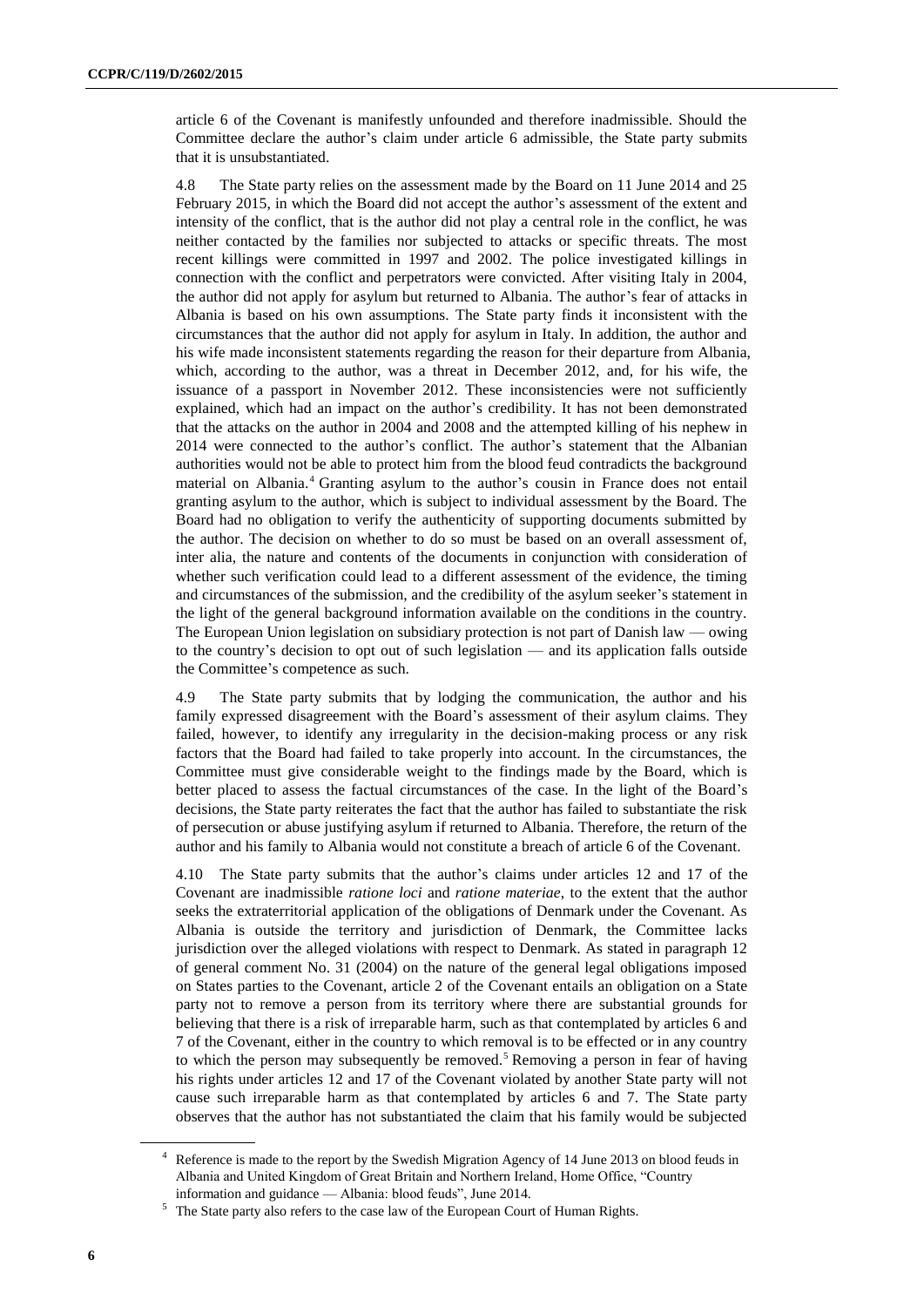article 6 of the Covenant is manifestly unfounded and therefore inadmissible. Should the Committee declare the author's claim under article 6 admissible, the State party submits that it is unsubstantiated.

4.8 The State party relies on the assessment made by the Board on 11 June 2014 and 25 February 2015, in which the Board did not accept the author's assessment of the extent and intensity of the conflict, that is the author did not play a central role in the conflict, he was neither contacted by the families nor subjected to attacks or specific threats. The most recent killings were committed in 1997 and 2002. The police investigated killings in connection with the conflict and perpetrators were convicted. After visiting Italy in 2004, the author did not apply for asylum but returned to Albania. The author's fear of attacks in Albania is based on his own assumptions. The State party finds it inconsistent with the circumstances that the author did not apply for asylum in Italy. In addition, the author and his wife made inconsistent statements regarding the reason for their departure from Albania, which, according to the author, was a threat in December 2012, and, for his wife, the issuance of a passport in November 2012. These inconsistencies were not sufficiently explained, which had an impact on the author's credibility. It has not been demonstrated that the attacks on the author in 2004 and 2008 and the attempted killing of his nephew in 2014 were connected to the author's conflict. The author's statement that the Albanian authorities would not be able to protect him from the blood feud contradicts the background material on Albania.[4] Granting asylum to the author's cousin in France does not entail granting asylum to the author, which is subject to individual assessment by the Board. The Board had no obligation to verify the authenticity of supporting documents submitted by the author. The decision on whether to do so must be based on an overall assessment of, inter alia, the nature and contents of the documents in conjunction with consideration of whether such verification could lead to a different assessment of the evidence, the timing and circumstances of the submission, and the credibility of the asylum seeker's statement in the light of the general background information available on the conditions in the country. The European Union legislation on subsidiary protection is not part of Danish law — owing to the country's decision to opt out of such legislation — and its application falls outside the Committee's competence as such.

4.9 The State party submits that by lodging the communication, the author and his family expressed disagreement with the Board's assessment of their asylum claims. They failed, however, to identify any irregularity in the decision-making process or any risk factors that the Board had failed to take properly into account. In the circumstances, the Committee must give considerable weight to the findings made by the Board, which is better placed to assess the factual circumstances of the case. In the light of the Board's decisions, the State party reiterates the fact that the author has failed to substantiate the risk of persecution or abuse justifying asylum if returned to Albania. Therefore, the return of the author and his family to Albania would not constitute a breach of article 6 of the Covenant.

4.10 The State party submits that the author's claims under articles 12 and 17 of the Covenant are inadmissible *ratione loci* and *ratione materiae*, to the extent that the author seeks the extraterritorial application of the obligations of Denmark under the Covenant. As Albania is outside the territory and jurisdiction of Denmark, the Committee lacks jurisdiction over the alleged violations with respect to Denmark. As stated in paragraph 12 of general comment No. 31 (2004) on the nature of the general legal obligations imposed on States parties to the Covenant, article 2 of the Covenant entails an obligation on a State party not to remove a person from its territory where there are substantial grounds for believing that there is a risk of irreparable harm, such as that contemplated by articles 6 and 7 of the Covenant, either in the country to which removal is to be effected or in any country to which the person may subsequently be removed.[5] Removing a person in fear of having his rights under articles 12 and 17 of the Covenant violated by another State party will not cause such irreparable harm as that contemplated by articles 6 and 7. The State party observes that the author has not substantiated the claim that his family would be subjected

---

[4] Reference is made to the report by the Swedish Migration Agency of 14 June 2013 on blood feuds in Albania and United Kingdom of Great Britain and Northern Ireland, Home Office, "Country information and guidance — Albania: blood feuds", June 2014.

[5] The State party also refers to the case law of the European Court of Human Rights.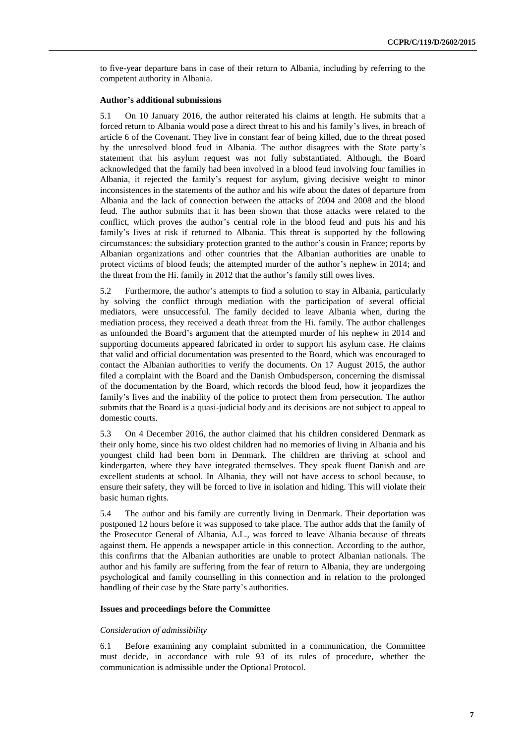to five-year departure bans in case of their return to Albania, including by referring to the competent authority in Albania.

**Author's additional submissions**

5.1 On 10 January 2016, the author reiterated his claims at length. He submits that a forced return to Albania would pose a direct threat to his and his family's lives, in breach of article 6 of the Covenant. They live in constant fear of being killed, due to the threat posed by the unresolved blood feud in Albania. The author disagrees with the State party's statement that his asylum request was not fully substantiated. Although, the Board acknowledged that the family had been involved in a blood feud involving four families in Albania, it rejected the family's request for asylum, giving decisive weight to minor inconsistences in the statements of the author and his wife about the dates of departure from Albania and the lack of connection between the attacks of 2004 and 2008 and the blood feud. The author submits that it has been shown that those attacks were related to the conflict, which proves the author's central role in the blood feud and puts his and his family's lives at risk if returned to Albania. This threat is supported by the following circumstances: the subsidiary protection granted to the author's cousin in France; reports by Albanian organizations and other countries that the Albanian authorities are unable to protect victims of blood feuds; the attempted murder of the author's nephew in 2014; and the threat from the Hi. family in 2012 that the author's family still owes lives.

5.2 Furthermore, the author's attempts to find a solution to stay in Albania, particularly by solving the conflict through mediation with the participation of several official mediators, were unsuccessful. The family decided to leave Albania when, during the mediation process, they received a death threat from the Hi. family. The author challenges as unfounded the Board's argument that the attempted murder of his nephew in 2014 and supporting documents appeared fabricated in order to support his asylum case. He claims that valid and official documentation was presented to the Board, which was encouraged to contact the Albanian authorities to verify the documents. On 17 August 2015, the author filed a complaint with the Board and the Danish Ombudsperson, concerning the dismissal of the documentation by the Board, which records the blood feud, how it jeopardizes the family's lives and the inability of the police to protect them from persecution. The author submits that the Board is a quasi-judicial body and its decisions are not subject to appeal to domestic courts.

5.3 On 4 December 2016, the author claimed that his children considered Denmark as their only home, since his two oldest children had no memories of living in Albania and his youngest child had been born in Denmark. The children are thriving at school and kindergarten, where they have integrated themselves. They speak fluent Danish and are excellent students at school. In Albania, they will not have access to school because, to ensure their safety, they will be forced to live in isolation and hiding. This will violate their basic human rights.

5.4 The author and his family are currently living in Denmark. Their deportation was postponed 12 hours before it was supposed to take place. The author adds that the family of the Prosecutor General of Albania, A.L., was forced to leave Albania because of threats against them. He appends a newspaper article in this connection. According to the author, this confirms that the Albanian authorities are unable to protect Albanian nationals. The author and his family are suffering from the fear of return to Albania, they are undergoing psychological and family counselling in this connection and in relation to the prolonged handling of their case by the State party's authorities.

**Issues and proceedings before the Committee**

*Consideration of admissibility*

6.1 Before examining any complaint submitted in a communication, the Committee must decide, in accordance with rule 93 of its rules of procedure, whether the communication is admissible under the Optional Protocol.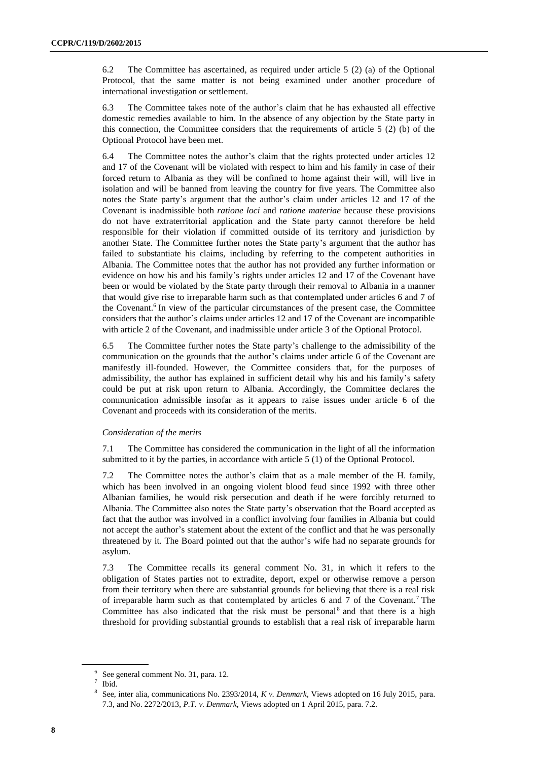6.2 The Committee has ascertained, as required under article 5 (2) (a) of the Optional Protocol, that the same matter is not being examined under another procedure of international investigation or settlement.

6.3 The Committee takes note of the author's claim that he has exhausted all effective domestic remedies available to him. In the absence of any objection by the State party in this connection, the Committee considers that the requirements of article 5 (2) (b) of the Optional Protocol have been met.

6.4 The Committee notes the author's claim that the rights protected under articles 12 and 17 of the Covenant will be violated with respect to him and his family in case of their forced return to Albania as they will be confined to home against their will, will live in isolation and will be banned from leaving the country for five years. The Committee also notes the State party's argument that the author's claim under articles 12 and 17 of the Covenant is inadmissible both *ratione loci* and *ratione materiae* because these provisions do not have extraterritorial application and the State party cannot therefore be held responsible for their violation if committed outside of its territory and jurisdiction by another State. The Committee further notes the State party's argument that the author has failed to substantiate his claims, including by referring to the competent authorities in Albania. The Committee notes that the author has not provided any further information or evidence on how his and his family's rights under articles 12 and 17 of the Covenant have been or would be violated by the State party through their removal to Albania in a manner that would give rise to irreparable harm such as that contemplated under articles 6 and 7 of the Covenant.[6] In view of the particular circumstances of the present case, the Committee considers that the author's claims under articles 12 and 17 of the Covenant are incompatible with article 2 of the Covenant, and inadmissible under article 3 of the Optional Protocol.

6.5 The Committee further notes the State party's challenge to the admissibility of the communication on the grounds that the author's claims under article 6 of the Covenant are manifestly ill-founded. However, the Committee considers that, for the purposes of admissibility, the author has explained in sufficient detail why his and his family's safety could be put at risk upon return to Albania. Accordingly, the Committee declares the communication admissible insofar as it appears to raise issues under article 6 of the Covenant and proceeds with its consideration of the merits.

*Consideration of the merits*

7.1 The Committee has considered the communication in the light of all the information submitted to it by the parties, in accordance with article 5 (1) of the Optional Protocol.

7.2 The Committee notes the author's claim that as a male member of the H. family, which has been involved in an ongoing violent blood feud since 1992 with three other Albanian families, he would risk persecution and death if he were forcibly returned to Albania. The Committee also notes the State party's observation that the Board accepted as fact that the author was involved in a conflict involving four families in Albania but could not accept the author's statement about the extent of the conflict and that he was personally threatened by it. The Board pointed out that the author's wife had no separate grounds for asylum.

7.3 The Committee recalls its general comment No. 31, in which it refers to the obligation of States parties not to extradite, deport, expel or otherwise remove a person from their territory when there are substantial grounds for believing that there is a real risk of irreparable harm such as that contemplated by articles 6 and 7 of the Covenant.[7] The Committee has also indicated that the risk must be personal[8] and that there is a high threshold for providing substantial grounds to establish that a real risk of irreparable harm

---

[6] See general comment No. 31, para. 12.

[7] Ibid.

[8] See, inter alia, communications No. 2393/2014, *K v. Denmark*, Views adopted on 16 July 2015, para. 7.3, and No. 2272/2013, *P.T. v. Denmark*, Views adopted on 1 April 2015, para. 7.2.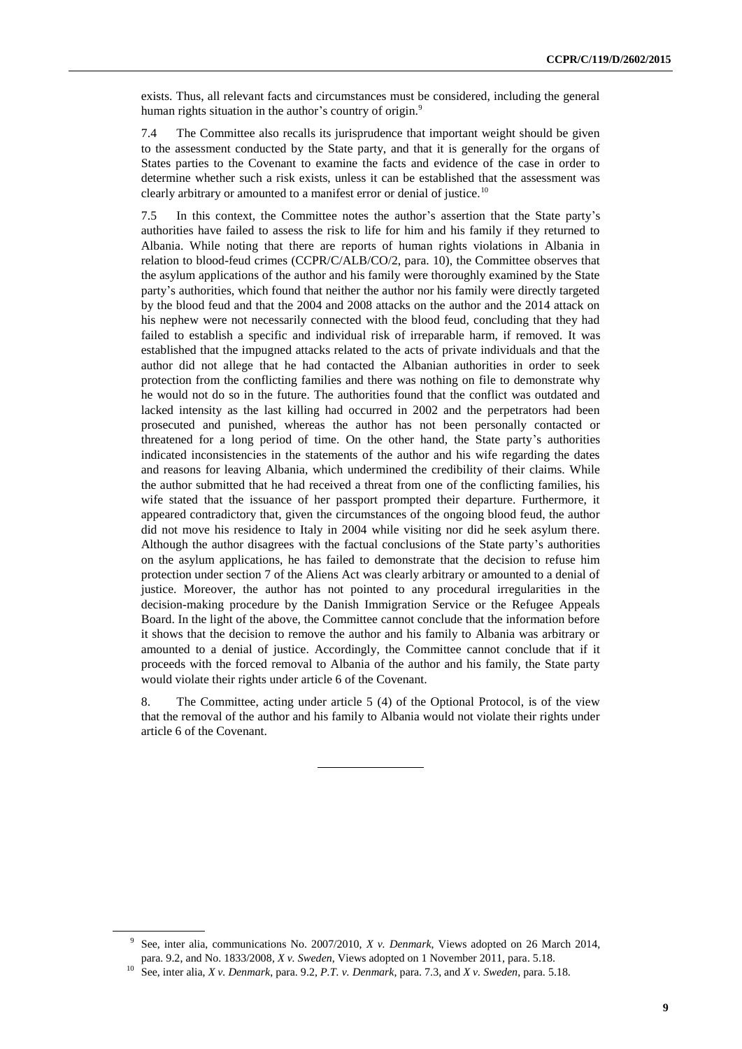exists. Thus, all relevant facts and circumstances must be considered, including the general human rights situation in the author's country of origin.[9]

7.4 The Committee also recalls its jurisprudence that important weight should be given to the assessment conducted by the State party, and that it is generally for the organs of States parties to the Covenant to examine the facts and evidence of the case in order to determine whether such a risk exists, unless it can be established that the assessment was clearly arbitrary or amounted to a manifest error or denial of justice.[10]

7.5 In this context, the Committee notes the author's assertion that the State party's authorities have failed to assess the risk to life for him and his family if they returned to Albania. While noting that there are reports of human rights violations in Albania in relation to blood-feud crimes (CCPR/C/ALB/CO/2, para. 10), the Committee observes that the asylum applications of the author and his family were thoroughly examined by the State party's authorities, which found that neither the author nor his family were directly targeted by the blood feud and that the 2004 and 2008 attacks on the author and the 2014 attack on his nephew were not necessarily connected with the blood feud, concluding that they had failed to establish a specific and individual risk of irreparable harm, if removed. It was established that the impugned attacks related to the acts of private individuals and that the author did not allege that he had contacted the Albanian authorities in order to seek protection from the conflicting families and there was nothing on file to demonstrate why he would not do so in the future. The authorities found that the conflict was outdated and lacked intensity as the last killing had occurred in 2002 and the perpetrators had been prosecuted and punished, whereas the author has not been personally contacted or threatened for a long period of time. On the other hand, the State party's authorities indicated inconsistencies in the statements of the author and his wife regarding the dates and reasons for leaving Albania, which undermined the credibility of their claims. While the author submitted that he had received a threat from one of the conflicting families, his wife stated that the issuance of her passport prompted their departure. Furthermore, it appeared contradictory that, given the circumstances of the ongoing blood feud, the author did not move his residence to Italy in 2004 while visiting nor did he seek asylum there. Although the author disagrees with the factual conclusions of the State party's authorities on the asylum applications, he has failed to demonstrate that the decision to refuse him protection under section 7 of the Aliens Act was clearly arbitrary or amounted to a denial of justice. Moreover, the author has not pointed to any procedural irregularities in the decision-making procedure by the Danish Immigration Service or the Refugee Appeals Board. In the light of the above, the Committee cannot conclude that the information before it shows that the decision to remove the author and his family to Albania was arbitrary or amounted to a denial of justice. Accordingly, the Committee cannot conclude that if it proceeds with the forced removal to Albania of the author and his family, the State party would violate their rights under article 6 of the Covenant.

8. The Committee, acting under article 5 (4) of the Optional Protocol, is of the view that the removal of the author and his family to Albania would not violate their rights under article 6 of the Covenant.

---

[9] See, inter alia, communications No. 2007/2010, *X v. Denmark*, Views adopted on 26 March 2014, para. 9.2, and No. 1833/2008, *X v. Sweden*, Views adopted on 1 November 2011, para. 5.18.

[10] See, inter alia, *X v. Denmark*, para. 9.2, *P.T. v. Denmark*, para. 7.3, and *X v. Sweden*, para. 5.18.